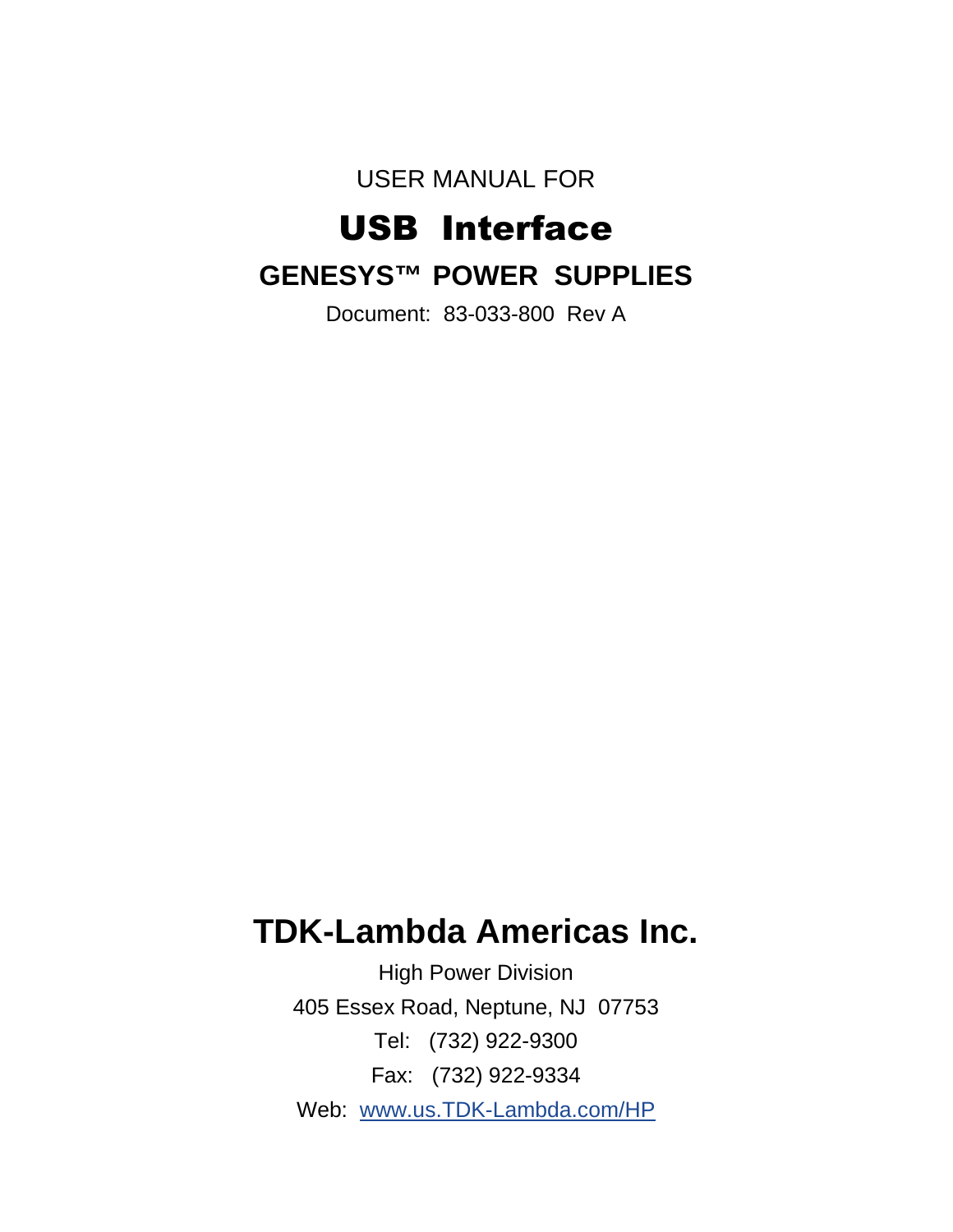USER MANUAL FOR

# USB Interface

## GENESYS™ POWER SUPPLIES

Document: 83-033-800 Rev A

## TDK-Lambda Americas Inc.

High Power Division

405 Essex Road, Neptune, NJ 07753

Tel: (732) 922-9300

Fax: (732) 922-9334

Web: www.us.TDK-Lambda.com/HP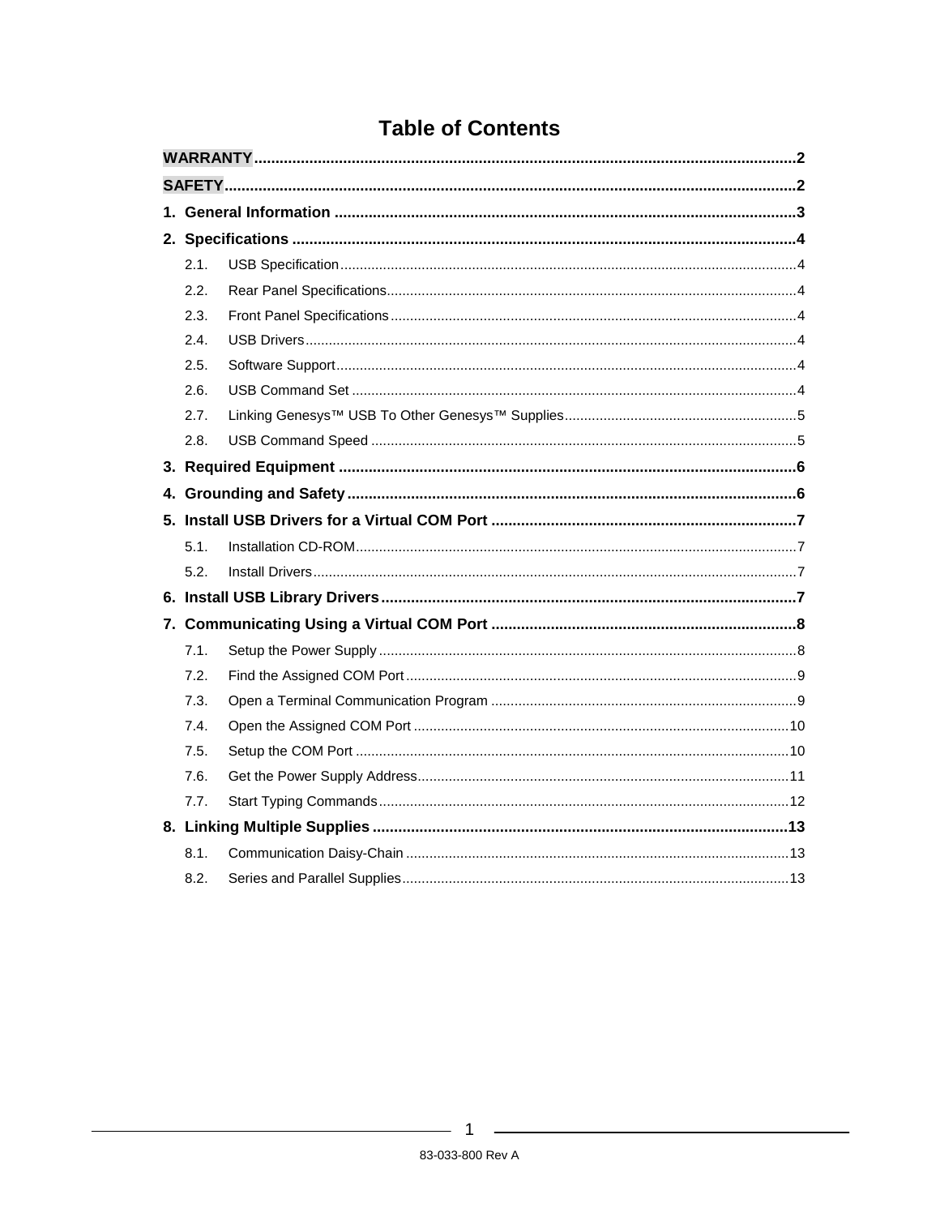# Table of Contents

**WARRANTY** .......... 2

**SAFETY** .......... 2

**1. General Information** .......... 3

**2. Specifications** .......... 4

- 2.1. USB Specification .......... 4
- 2.2. Rear Panel Specifications .......... 4
- 2.3. Front Panel Specifications .......... 4
- 2.4. USB Drivers .......... 4
- 2.5. Software Support .......... 4
- 2.6. USB Command Set .......... 4
- 2.7. Linking Genesys™ USB To Other Genesys™ Supplies .......... 5
- 2.8. USB Command Speed .......... 5

**3. Required Equipment** .......... 6

**4. Grounding and Safety** .......... 6

**5. Install USB Drivers for a Virtual COM Port** .......... 7

- 5.1. Installation CD-ROM .......... 7
- 5.2. Install Drivers .......... 7

**6. Install USB Library Drivers** .......... 7

**7. Communicating Using a Virtual COM Port** .......... 8

- 7.1. Setup the Power Supply .......... 8
- 7.2. Find the Assigned COM Port .......... 9
- 7.3. Open a Terminal Communication Program .......... 9
- 7.4. Open the Assigned COM Port .......... 10
- 7.5. Setup the COM Port .......... 10
- 7.6. Get the Power Supply Address .......... 11
- 7.7. Start Typing Commands .......... 12

**8. Linking Multiple Supplies** .......... 13

- 8.1. Communication Daisy-Chain .......... 13
- 8.2. Series and Parallel Supplies .......... 13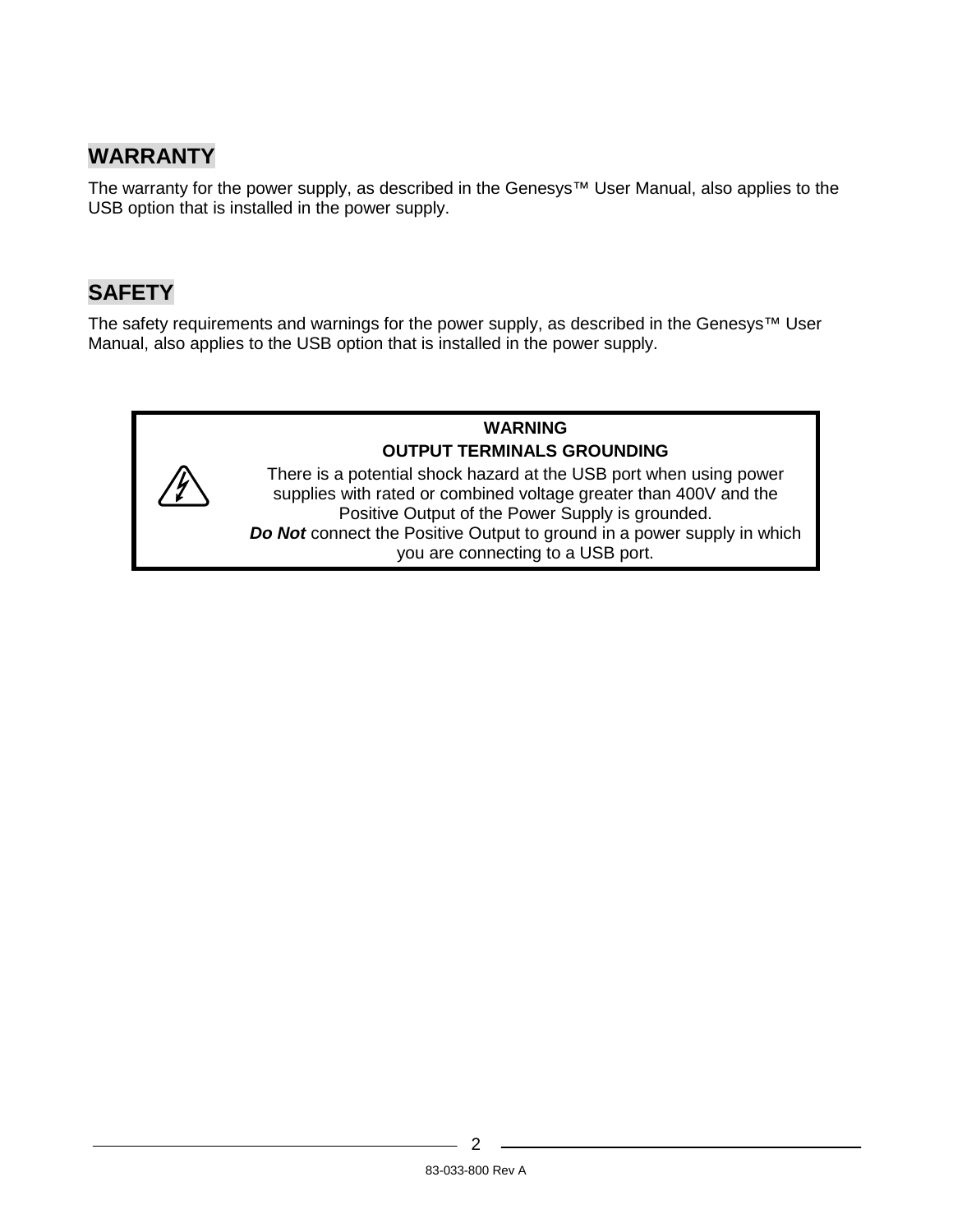## WARRANTY

The warranty for the power supply, as described in the Genesys™ User Manual, also applies to the USB option that is installed in the power supply.

## SAFETY

The safety requirements and warnings for the power supply, as described in the Genesys™ User Manual, also applies to the USB option that is installed in the power supply.

> **WARNING**
>
> **OUTPUT TERMINALS GROUNDING**
>
> There is a potential shock hazard at the USB port when using power supplies with rated or combined voltage greater than 400V and the Positive Output of the Power Supply is grounded.
> ***Do Not*** connect the Positive Output to ground in a power supply in which you are connecting to a USB port.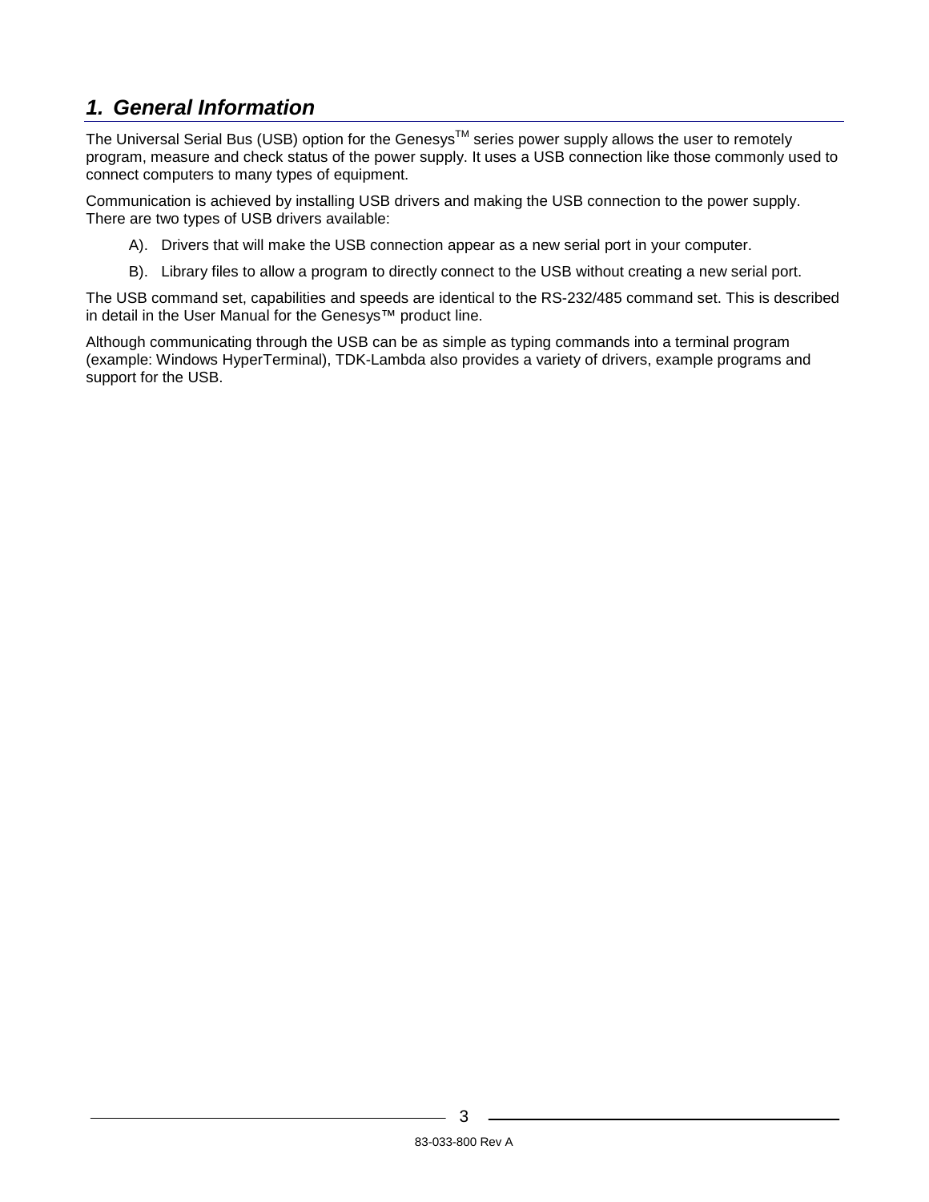# *1. General Information*

The Universal Serial Bus (USB) option for the Genesys™ series power supply allows the user to remotely program, measure and check status of the power supply. It uses a USB connection like those commonly used to connect computers to many types of equipment.

Communication is achieved by installing USB drivers and making the USB connection to the power supply. There are two types of USB drivers available:

A). Drivers that will make the USB connection appear as a new serial port in your computer.

B). Library files to allow a program to directly connect to the USB without creating a new serial port.

The USB command set, capabilities and speeds are identical to the RS-232/485 command set. This is described in detail in the User Manual for the Genesys™ product line.

Although communicating through the USB can be as simple as typing commands into a terminal program (example: Windows HyperTerminal), TDK-Lambda also provides a variety of drivers, example programs and support for the USB.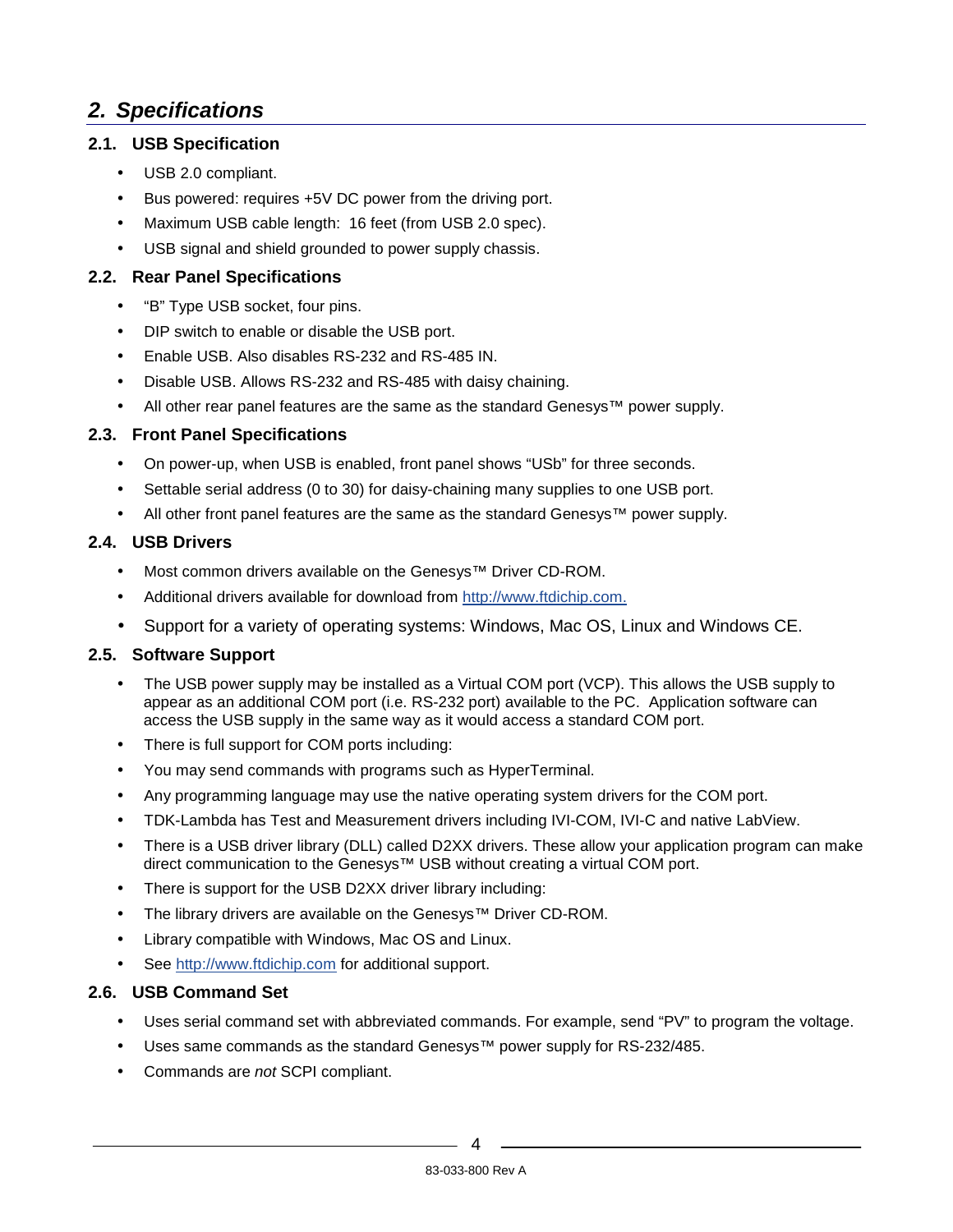## 2. Specifications

### 2.1. USB Specification

- USB 2.0 compliant.
- Bus powered: requires +5V DC power from the driving port.
- Maximum USB cable length: 16 feet (from USB 2.0 spec).
- USB signal and shield grounded to power supply chassis.

### 2.2. Rear Panel Specifications

- "B" Type USB socket, four pins.
- DIP switch to enable or disable the USB port.
- Enable USB. Also disables RS-232 and RS-485 IN.
- Disable USB. Allows RS-232 and RS-485 with daisy chaining.
- All other rear panel features are the same as the standard Genesys™ power supply.

### 2.3. Front Panel Specifications

- On power-up, when USB is enabled, front panel shows "USb" for three seconds.
- Settable serial address (0 to 30) for daisy-chaining many supplies to one USB port.
- All other front panel features are the same as the standard Genesys™ power supply.

### 2.4. USB Drivers

- Most common drivers available on the Genesys™ Driver CD-ROM.
- Additional drivers available for download from http://www.ftdichip.com.
- Support for a variety of operating systems: Windows, Mac OS, Linux and Windows CE.

### 2.5. Software Support

- The USB power supply may be installed as a Virtual COM port (VCP). This allows the USB supply to appear as an additional COM port (i.e. RS-232 port) available to the PC. Application software can access the USB supply in the same way as it would access a standard COM port.
- There is full support for COM ports including:
- You may send commands with programs such as HyperTerminal.
- Any programming language may use the native operating system drivers for the COM port.
- TDK-Lambda has Test and Measurement drivers including IVI-COM, IVI-C and native LabView.
- There is a USB driver library (DLL) called D2XX drivers. These allow your application program can make direct communication to the Genesys™ USB without creating a virtual COM port.
- There is support for the USB D2XX driver library including:
- The library drivers are available on the Genesys™ Driver CD-ROM.
- Library compatible with Windows, Mac OS and Linux.
- See http://www.ftdichip.com for additional support.

### 2.6. USB Command Set

- Uses serial command set with abbreviated commands. For example, send "PV" to program the voltage.
- Uses same commands as the standard Genesys™ power supply for RS-232/485.
- Commands are *not* SCPI compliant.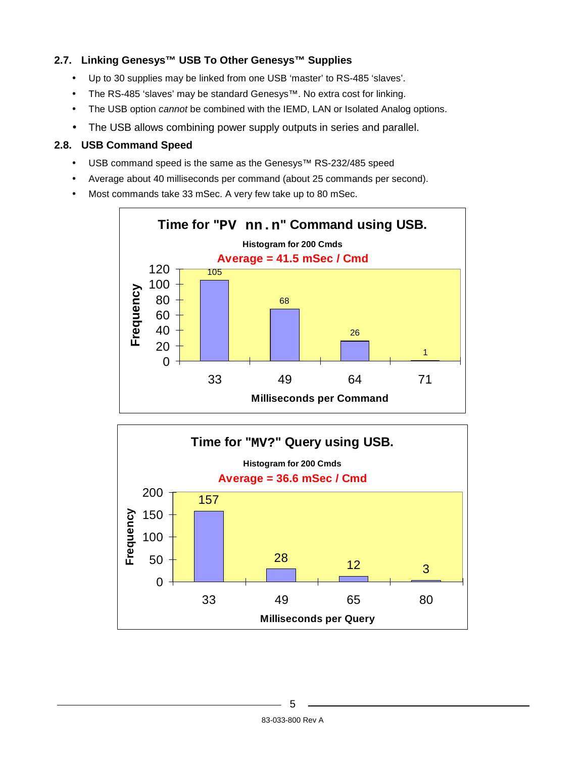## 2.7. Linking Genesys™ USB To Other Genesys™ Supplies

- Up to 30 supplies may be linked from one USB 'master' to RS-485 'slaves'.
- The RS-485 'slaves' may be standard Genesys™. No extra cost for linking.
- The USB option *cannot* be combined with the IEMD, LAN or Isolated Analog options.
- The USB allows combining power supply outputs in series and parallel.

## 2.8. USB Command Speed

- USB command speed is the same as the Genesys™ RS-232/485 speed
- Average about 40 milliseconds per command (about 25 commands per second).
- Most commands take 33 mSec. A very few take up to 80 mSec.

**Time for "PV nn.n" Command using USB.**

Histogram for 200 Cmds

Average = 41.5 mSec / Cmd

| Milliseconds per Command | Frequency |
|---|---|
| 33 | 105 |
| 49 | 68 |
| 64 | 26 |
| 71 | 1 |

**Time for "MV?" Query using USB.**

Histogram for 200 Cmds

Average = 36.6 mSec / Cmd

| Milliseconds per Query | Frequency |
|---|---|
| 33 | 157 |
| 49 | 28 |
| 65 | 12 |
| 80 | 3 |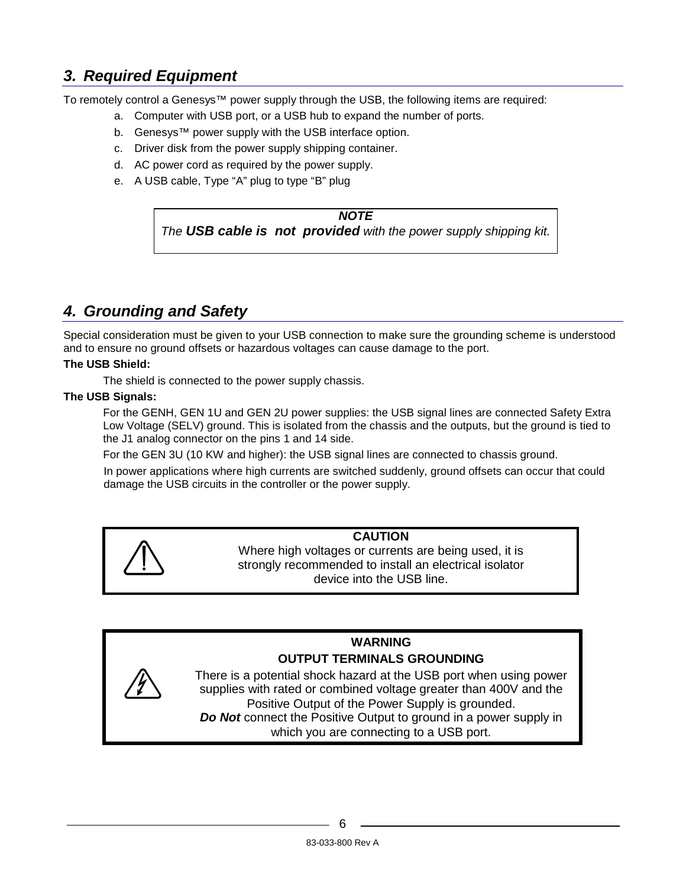## *3. Required Equipment*

To remotely control a Genesys™ power supply through the USB, the following items are required:

a. Computer with USB port, or a USB hub to expand the number of ports.
b. Genesys™ power supply with the USB interface option.
c. Driver disk from the power supply shipping container.
d. AC power cord as required by the power supply.
e. A USB cable, Type "A" plug to type "B" plug

> ***NOTE***
> *The **USB cable is not provided** with the power supply shipping kit.*

## *4. Grounding and Safety*

Special consideration must be given to your USB connection to make sure the grounding scheme is understood and to ensure no ground offsets or hazardous voltages can cause damage to the port.

**The USB Shield:**

The shield is connected to the power supply chassis.

**The USB Signals:**

For the GENH, GEN 1U and GEN 2U power supplies: the USB signal lines are connected Safety Extra Low Voltage (SELV) ground. This is isolated from the chassis and the outputs, but the ground is tied to the J1 analog connector on the pins 1 and 14 side.

For the GEN 3U (10 KW and higher): the USB signal lines are connected to chassis ground.

In power applications where high currents are switched suddenly, ground offsets can occur that could damage the USB circuits in the controller or the power supply.

> **CAUTION**
> Where high voltages or currents are being used, it is strongly recommended to install an electrical isolator device into the USB line.

> **WARNING**
> **OUTPUT TERMINALS GROUNDING**
> There is a potential shock hazard at the USB port when using power supplies with rated or combined voltage greater than 400V and the Positive Output of the Power Supply is grounded.
> ***Do Not*** connect the Positive Output to ground in a power supply in which you are connecting to a USB port.

83-033-800 Rev A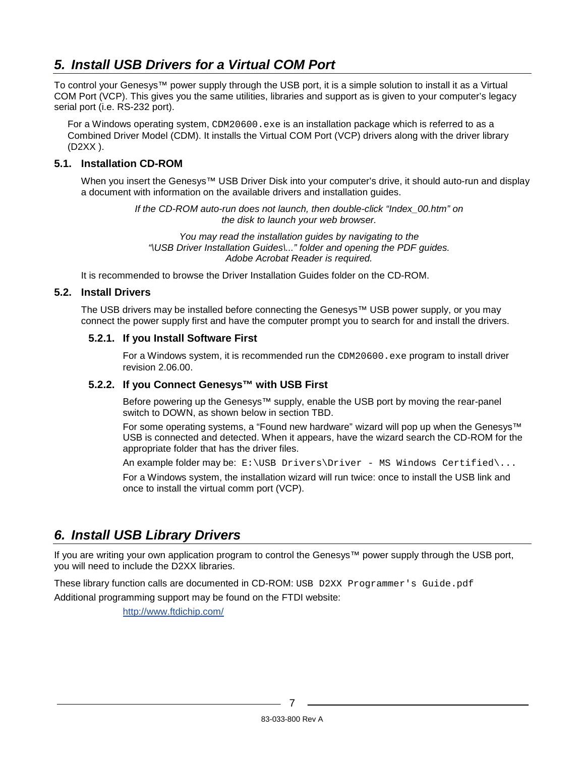# *5. Install USB Drivers for a Virtual COM Port*

To control your Genesys™ power supply through the USB port, it is a simple solution to install it as a Virtual COM Port (VCP). This gives you the same utilities, libraries and support as is given to your computer's legacy serial port (i.e. RS-232 port).

For a Windows operating system, `CDM20600.exe` is an installation package which is referred to as a Combined Driver Model (CDM). It installs the Virtual COM Port (VCP) drivers along with the driver library (D2XX ).

## 5.1. Installation CD-ROM

When you insert the Genesys™ USB Driver Disk into your computer's drive, it should auto-run and display a document with information on the available drivers and installation guides.

*If the CD-ROM auto-run does not launch, then double-click "Index_00.htm" on the disk to launch your web browser.*

*You may read the installation guides by navigating to the "\USB Driver Installation Guides\..." folder and opening the PDF guides. Adobe Acrobat Reader is required.*

It is recommended to browse the Driver Installation Guides folder on the CD-ROM.

## 5.2. Install Drivers

The USB drivers may be installed before connecting the Genesys™ USB power supply, or you may connect the power supply first and have the computer prompt you to search for and install the drivers.

### 5.2.1. If you Install Software First

For a Windows system, it is recommended run the `CDM20600.exe` program to install driver revision 2.06.00.

### 5.2.2. If you Connect Genesys™ with USB First

Before powering up the Genesys™ supply, enable the USB port by moving the rear-panel switch to DOWN, as shown below in section TBD.

For some operating systems, a "Found new hardware" wizard will pop up when the Genesys™ USB is connected and detected. When it appears, have the wizard search the CD-ROM for the appropriate folder that has the driver files.

An example folder may be: `E:\USB Drivers\Driver - MS Windows Certified\...`

For a Windows system, the installation wizard will run twice: once to install the USB link and once to install the virtual comm port (VCP).

# *6. Install USB Library Drivers*

If you are writing your own application program to control the Genesys™ power supply through the USB port, you will need to include the D2XX libraries.

These library function calls are documented in CD-ROM: `USB D2XX Programmer's Guide.pdf`

Additional programming support may be found on the FTDI website:

http://www.ftdichip.com/

83-033-800 Rev A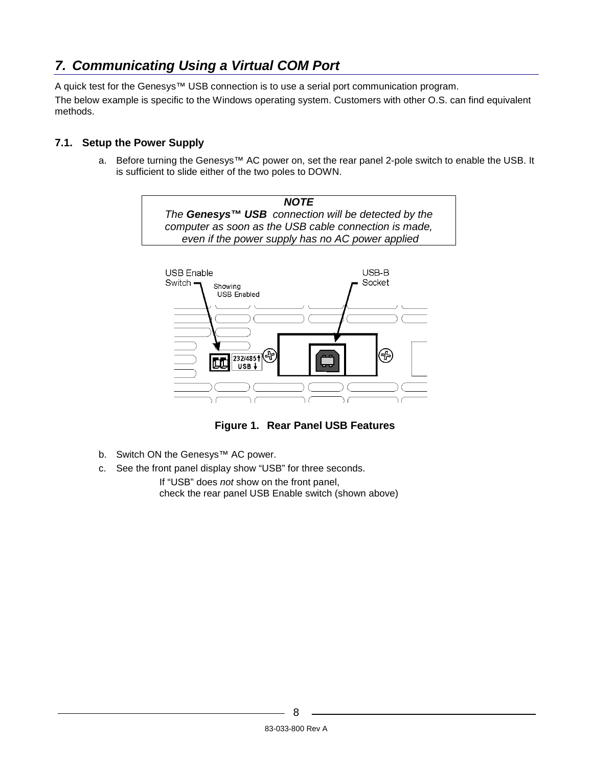## 7. *Communicating Using a Virtual COM Port*

A quick test for the Genesys™ USB connection is to use a serial port communication program.

The below example is specific to the Windows operating system. Customers with other O.S. can find equivalent methods.

### 7.1. Setup the Power Supply

a. Before turning the Genesys™ AC power on, set the rear panel 2-pole switch to enable the USB. It is sufficient to slide either of the two poles to DOWN.

> ***NOTE***
> *The **Genesys™ USB** connection will be detected by the computer as soon as the USB cable connection is made, even if the power supply has no AC power applied*

**Figure 1. Rear Panel USB Features**

b. Switch ON the Genesys™ AC power.

c. See the front panel display show "USB" for three seconds.

   If "USB" does *not* show on the front panel,
   check the rear panel USB Enable switch (shown above)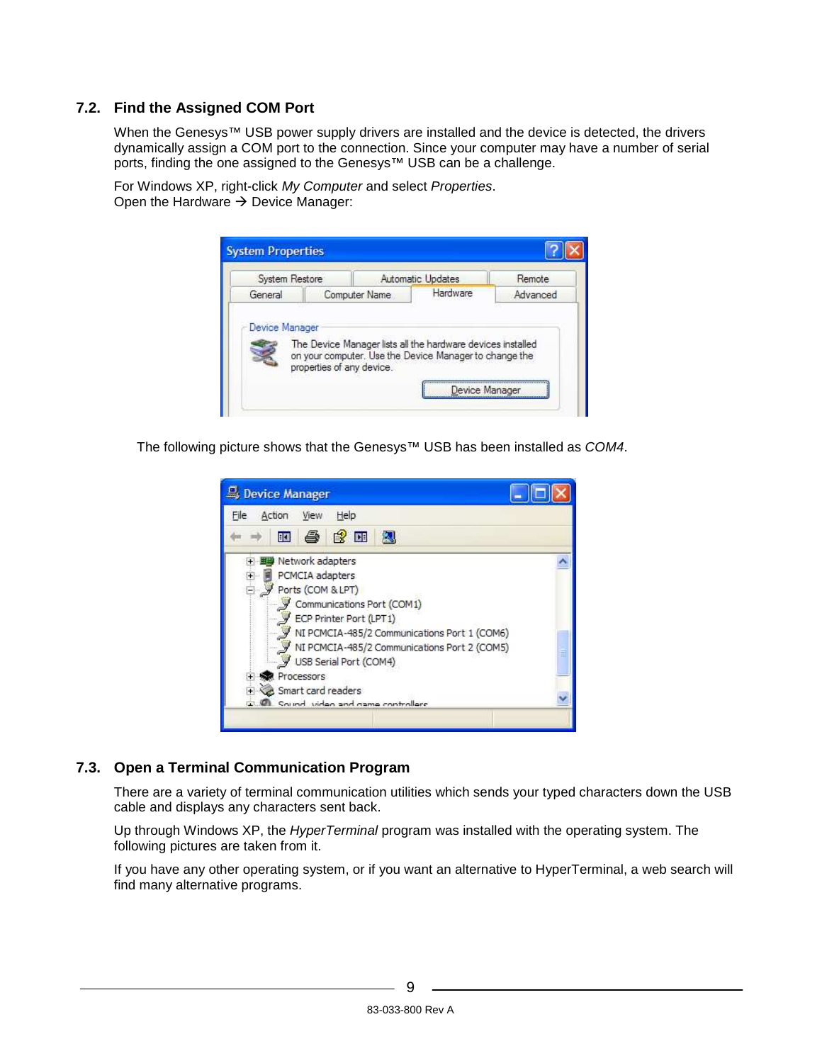## 7.2. Find the Assigned COM Port

When the Genesys™ USB power supply drivers are installed and the device is detected, the drivers dynamically assign a COM port to the connection. Since your computer may have a number of serial ports, finding the one assigned to the Genesys™ USB can be a challenge.

For Windows XP, right-click *My Computer* and select *Properties*.
Open the Hardware → Device Manager:

The following picture shows that the Genesys™ USB has been installed as *COM4*.

## 7.3. Open a Terminal Communication Program

There are a variety of terminal communication utilities which sends your typed characters down the USB cable and displays any characters sent back.

Up through Windows XP, the *HyperTerminal* program was installed with the operating system. The following pictures are taken from it.

If you have any other operating system, or if you want an alternative to HyperTerminal, a web search will find many alternative programs.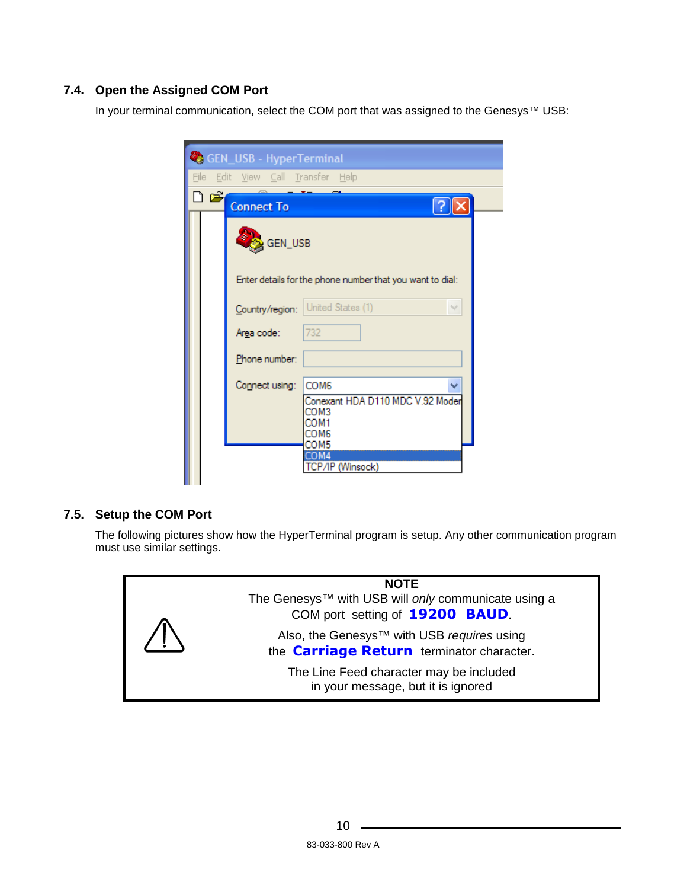## 7.4. Open the Assigned COM Port

In your terminal communication, select the COM port that was assigned to the Genesys™ USB:

## 7.5. Setup the COM Port

The following pictures show how the HyperTerminal program is setup. Any other communication program must use similar settings.

> **NOTE**
>
> The Genesys™ with USB will *only* communicate using a COM port setting of **19200 BAUD**.
>
> Also, the Genesys™ with USB *requires* using the **Carriage Return** terminator character.
>
> The Line Feed character may be included in your message, but it is ignored

83-033-800 Rev A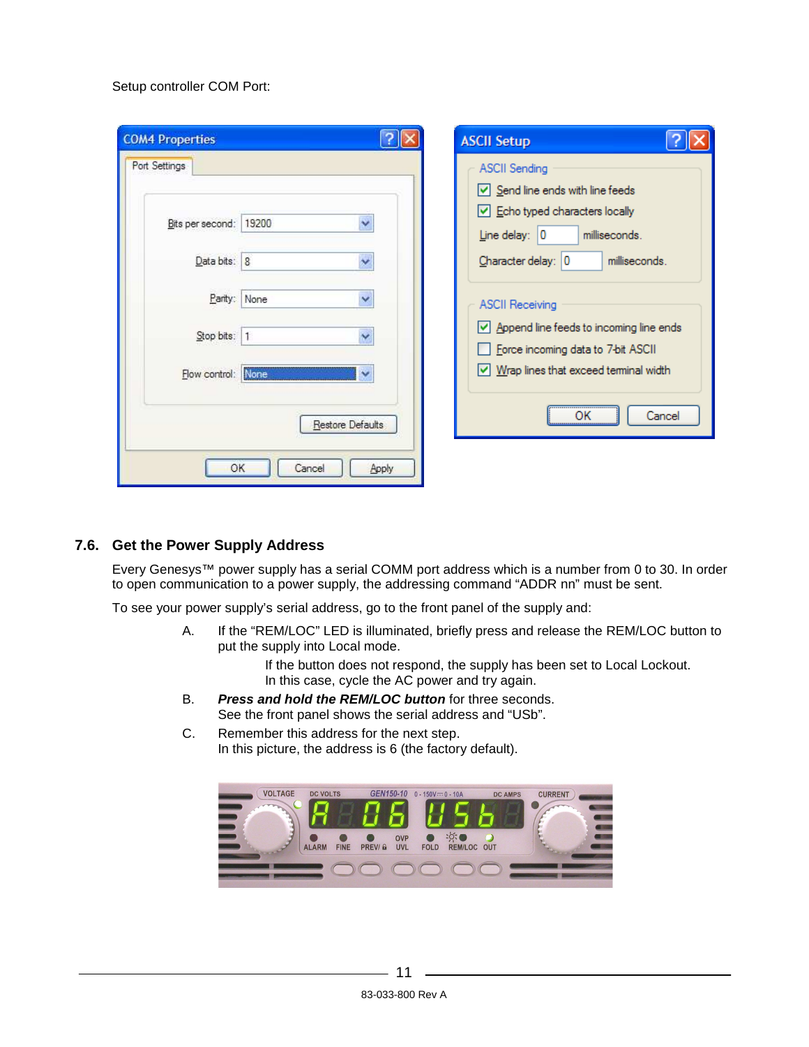Setup controller COM Port:

### 7.6. Get the Power Supply Address

Every Genesys™ power supply has a serial COMM port address which is a number from 0 to 30. In order to open communication to a power supply, the addressing command “ADDR nn” must be sent.

To see your power supply’s serial address, go to the front panel of the supply and:

A. If the “REM/LOC” LED is illuminated, briefly press and release the REM/LOC button to put the supply into Local mode.

   If the button does not respond, the supply has been set to Local Lockout. In this case, cycle the AC power and try again.

B. ***Press and hold the REM/LOC button*** for three seconds. See the front panel shows the serial address and “USb”.

C. Remember this address for the next step. In this picture, the address is 6 (the factory default).

83-033-800 Rev A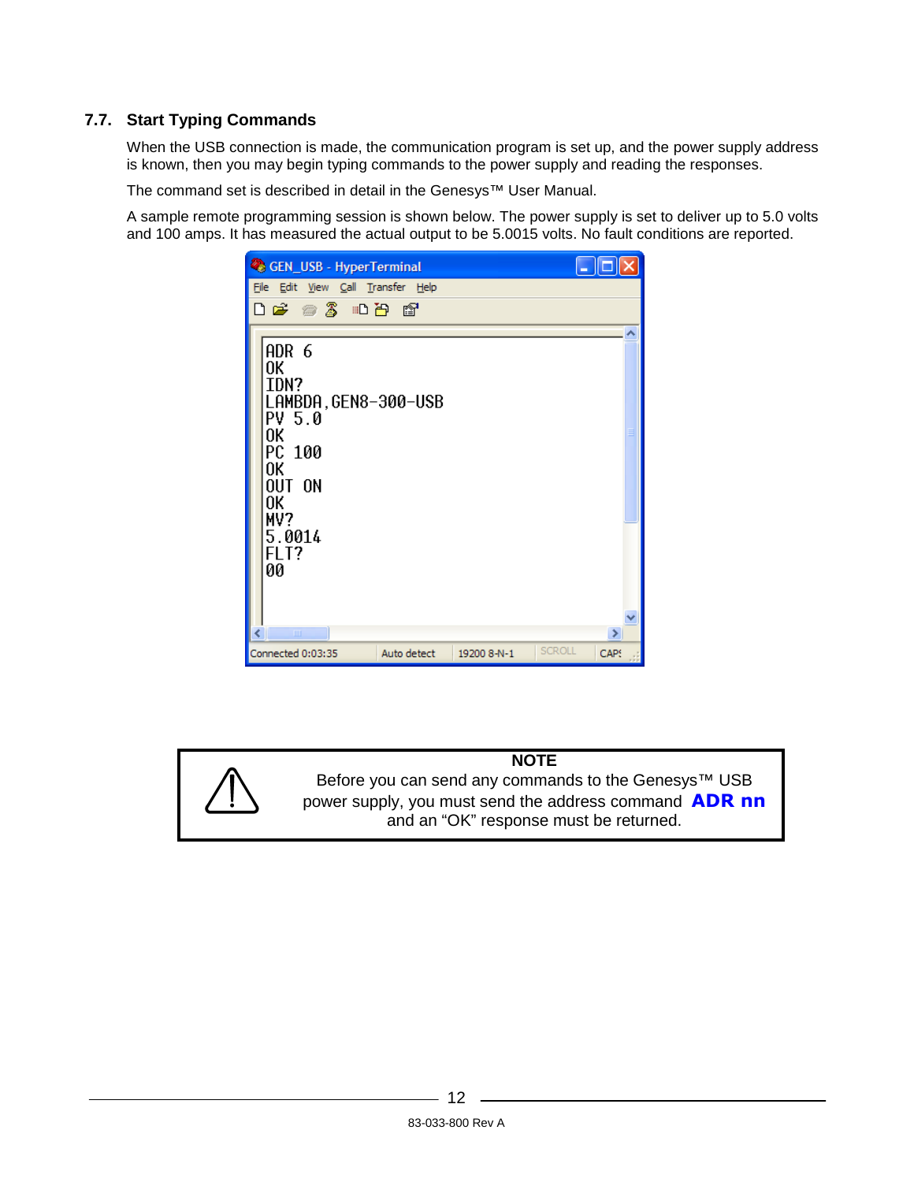## 7.7. Start Typing Commands

When the USB connection is made, the communication program is set up, and the power supply address is known, then you may begin typing commands to the power supply and reading the responses.

The command set is described in detail in the Genesys™ User Manual.

A sample remote programming session is shown below. The power supply is set to deliver up to 5.0 volts and 100 amps. It has measured the actual output to be 5.0015 volts. No fault conditions are reported.

```
GEN_USB - HyperTerminal

ADR 6
OK
IDN?
LAMBDA,GEN8-300-USB
PV 5.0
OK
PC 100
OK
OUT ON
OK
MV?
5.0014
FLT?
00

Connected 0:03:35   Auto detect   19200 8-N-1   SCROLL   CAPS
```

> **NOTE**
>
> Before you can send any commands to the Genesys™ USB power supply, you must send the address command **ADR nn** and an "OK" response must be returned.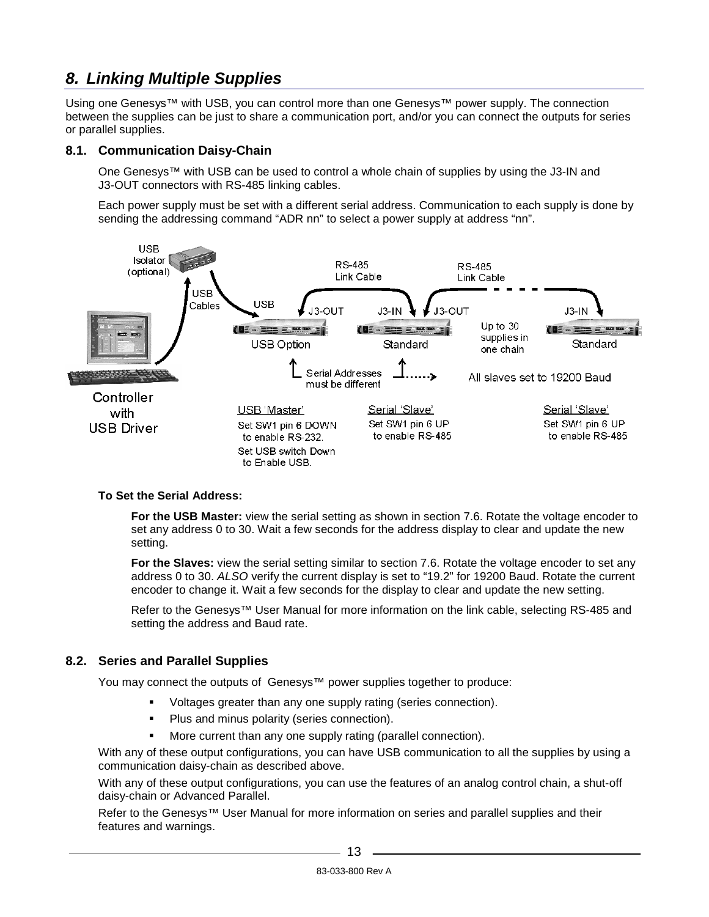# 8. Linking Multiple Supplies

Using one Genesys™ with USB, you can control more than one Genesys™ power supply. The connection between the supplies can be just to share a communication port, and/or you can connect the outputs for series or parallel supplies.

## 8.1. Communication Daisy-Chain

One Genesys™ with USB can be used to control a whole chain of supplies by using the J3-IN and J3-OUT connectors with RS-485 linking cables.

Each power supply must be set with a different serial address. Communication to each supply is done by sending the addressing command "ADR nn" to select a power supply at address "nn".

**To Set the Serial Address:**

**For the USB Master:** view the serial setting as shown in section 7.6. Rotate the voltage encoder to set any address 0 to 30. Wait a few seconds for the address display to clear and update the new setting.

**For the Slaves:** view the serial setting similar to section 7.6. Rotate the voltage encoder to set any address 0 to 30. *ALSO* verify the current display is set to "19.2" for 19200 Baud. Rotate the current encoder to change it. Wait a few seconds for the display to clear and update the new setting.

Refer to the Genesys™ User Manual for more information on the link cable, selecting RS-485 and setting the address and Baud rate.

## 8.2. Series and Parallel Supplies

You may connect the outputs of Genesys™ power supplies together to produce:

- Voltages greater than any one supply rating (series connection).
- Plus and minus polarity (series connection).
- More current than any one supply rating (parallel connection).

With any of these output configurations, you can have USB communication to all the supplies by using a communication daisy-chain as described above.

With any of these output configurations, you can use the features of an analog control chain, a shut-off daisy-chain or Advanced Parallel.

Refer to the Genesys™ User Manual for more information on series and parallel supplies and their features and warnings.